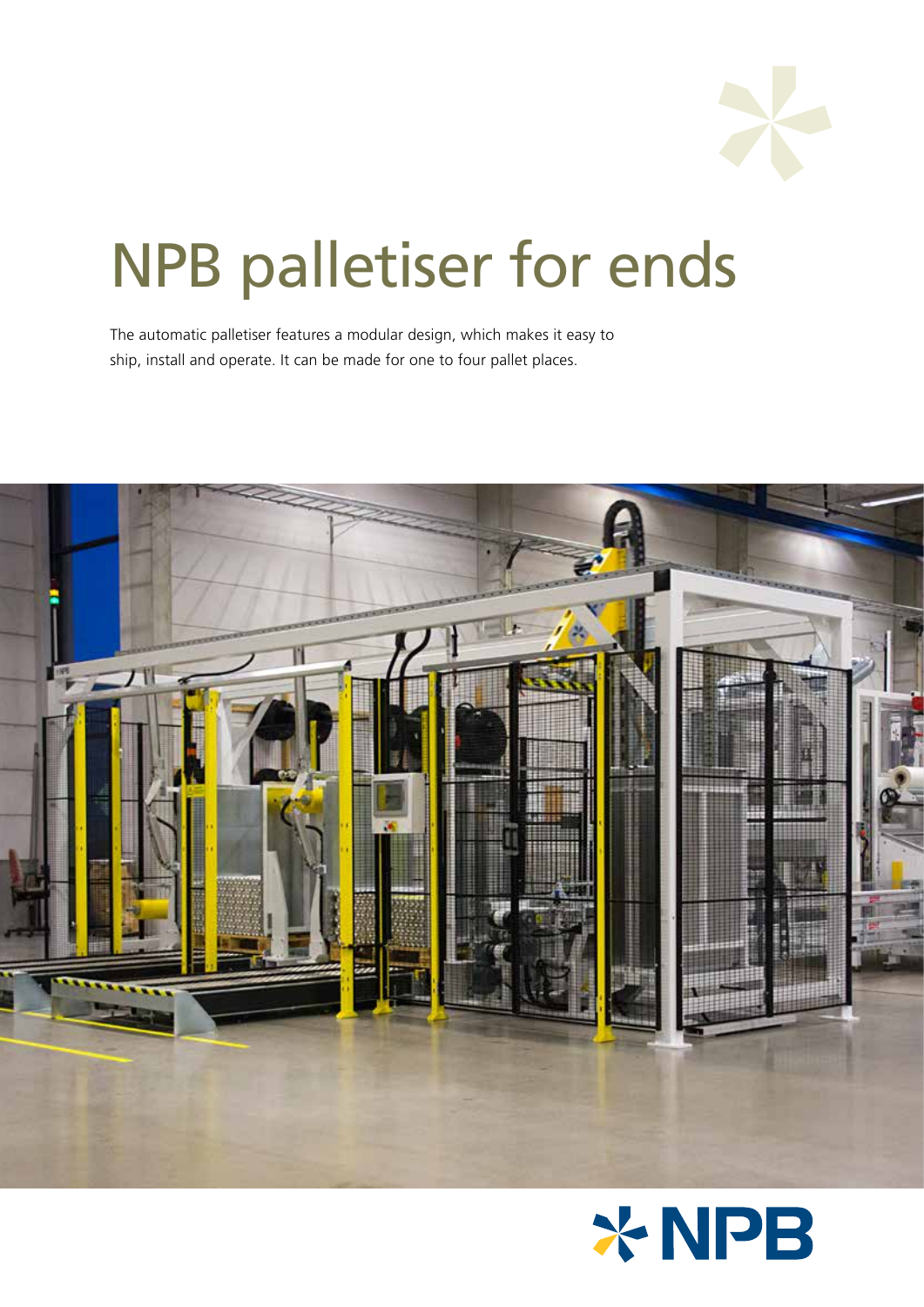# NPB palletiser for ends

The automatic palletiser features a modular design, which makes it easy to ship, install and operate. It can be made for one to four pallet places.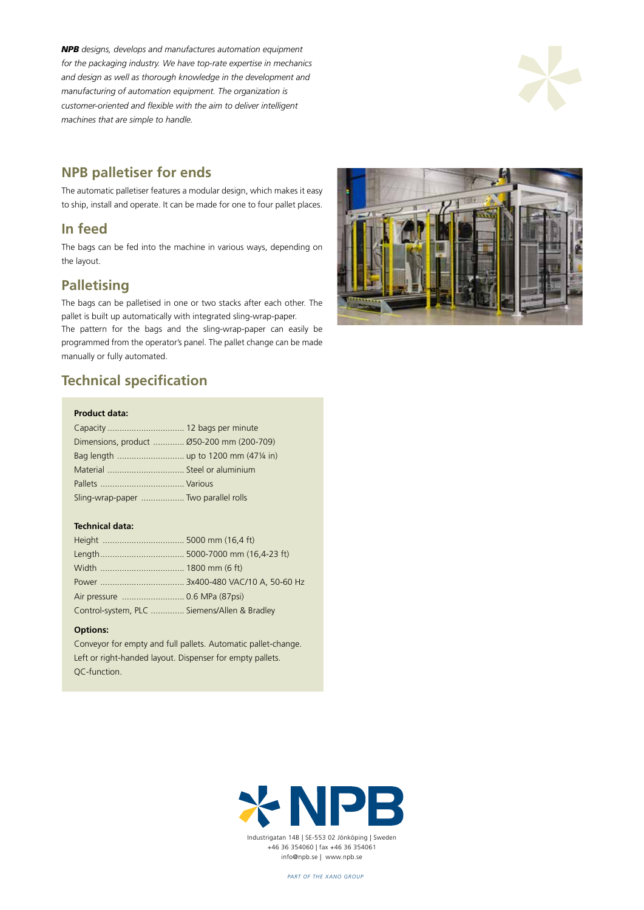***NPB** designs, develops and manufactures automation equipment for the packaging industry. We have top-rate expertise in mechanics and design as well as thorough knowledge in the development and manufacturing of automation equipment. The organization is customer-oriented and flexible with the aim to deliver intelligent machines that are simple to handle.*

## NPB palletiser for ends

The automatic palletiser features a modular design, which makes it easy to ship, install and operate. It can be made for one to four pallet places.

## In feed

The bags can be fed into the machine in various ways, depending on the layout.

## Palletising

The bags can be palletised in one or two stacks after each other. The pallet is built up automatically with integrated sling-wrap-paper.
The pattern for the bags and the sling-wrap-paper can easily be programmed from the operator's panel. The pallet change can be made manually or fully automated.

## Technical specification

**Product data:**

| | |
|---|---|
| Capacity | 12 bags per minute |
| Dimensions, product | Ø50-200 mm (200-709) |
| Bag length | up to 1200 mm (47¼ in) |
| Material | Steel or aluminium |
| Pallets | Various |
| Sling-wrap-paper | Two parallel rolls |

**Technical data:**

| | |
|---|---|
| Height | 5000 mm (16,4 ft) |
| Length | 5000-7000 mm (16,4-23 ft) |
| Width | 1800 mm (6 ft) |
| Power | 3x400-480 VAC/10 A, 50-60 Hz |
| Air pressure | 0.6 MPa (87psi) |
| Control-system, PLC | Siemens/Allen & Bradley |

**Options:**

Conveyor for empty and full pallets. Automatic pallet-change. Left or right-handed layout. Dispenser for empty pallets. QC-function.

NPB

Industrigatan 14B | SE-553 02 Jönköping | Sweden
+46 36 354060 | fax +46 36 354061
info@npb.se | www.npb.se

*PART OF THE XANO GROUP*